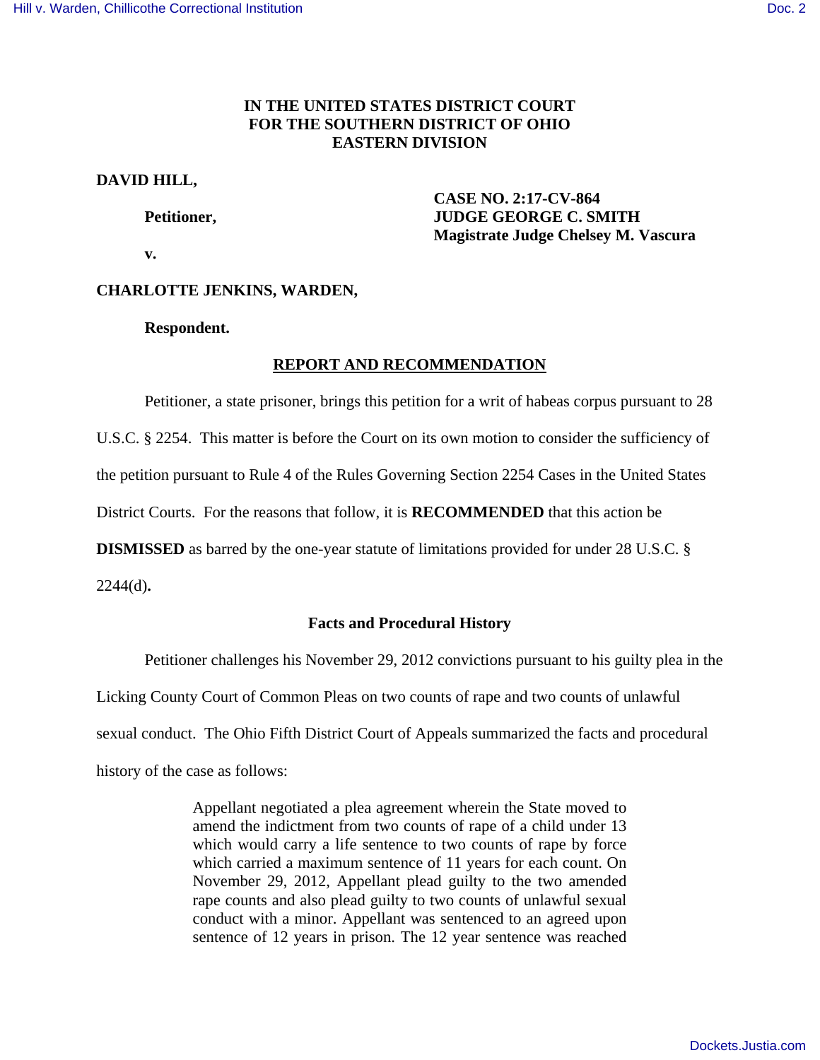**IN THE UNITED STATES DISTRICT COURT**
**FOR THE SOUTHERN DISTRICT OF OHIO**
**EASTERN DIVISION**

**DAVID HILL,**

**Petitioner,**

**v.**

**CHARLOTTE JENKINS, WARDEN,**

**Respondent.**

**CASE NO. 2:17-CV-864**
**JUDGE GEORGE C. SMITH**
**Magistrate Judge Chelsey M. Vascura**

## REPORT AND RECOMMENDATION

Petitioner, a state prisoner, brings this petition for a writ of habeas corpus pursuant to 28 U.S.C. § 2254. This matter is before the Court on its own motion to consider the sufficiency of the petition pursuant to Rule 4 of the Rules Governing Section 2254 Cases in the United States District Courts. For the reasons that follow, it is **RECOMMENDED** that this action be **DISMISSED** as barred by the one-year statute of limitations provided for under 28 U.S.C. § 2244(d)**.**

### Facts and Procedural History

Petitioner challenges his November 29, 2012 convictions pursuant to his guilty plea in the Licking County Court of Common Pleas on two counts of rape and two counts of unlawful sexual conduct. The Ohio Fifth District Court of Appeals summarized the facts and procedural history of the case as follows:

> Appellant negotiated a plea agreement wherein the State moved to amend the indictment from two counts of rape of a child under 13 which would carry a life sentence to two counts of rape by force which carried a maximum sentence of 11 years for each count. On November 29, 2012, Appellant plead guilty to the two amended rape counts and also plead guilty to two counts of unlawful sexual conduct with a minor. Appellant was sentenced to an agreed upon sentence of 12 years in prison. The 12 year sentence was reached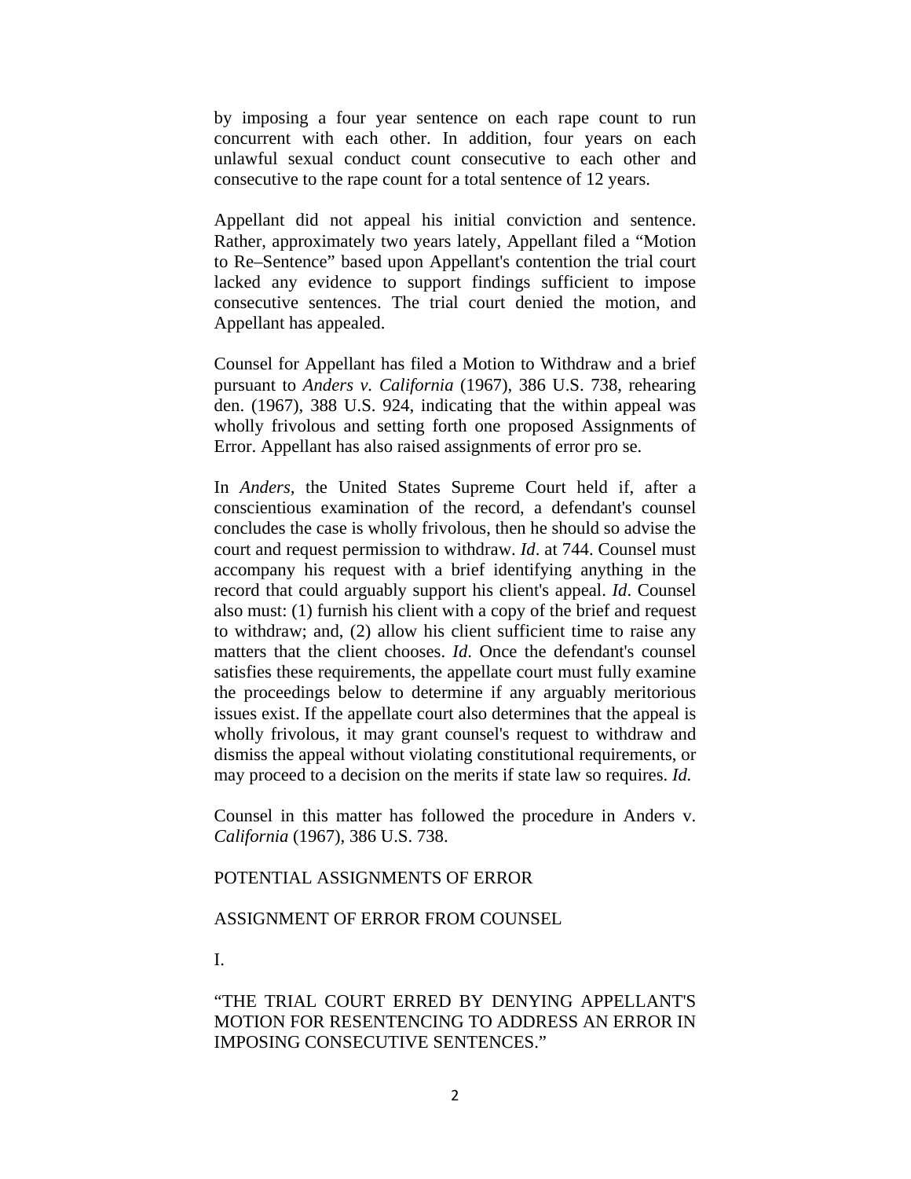by imposing a four year sentence on each rape count to run concurrent with each other. In addition, four years on each unlawful sexual conduct count consecutive to each other and consecutive to the rape count for a total sentence of 12 years.

Appellant did not appeal his initial conviction and sentence. Rather, approximately two years lately, Appellant filed a "Motion to Re–Sentence" based upon Appellant's contention the trial court lacked any evidence to support findings sufficient to impose consecutive sentences. The trial court denied the motion, and Appellant has appealed.

Counsel for Appellant has filed a Motion to Withdraw and a brief pursuant to *Anders v. California* (1967), 386 U.S. 738, rehearing den. (1967), 388 U.S. 924, indicating that the within appeal was wholly frivolous and setting forth one proposed Assignments of Error. Appellant has also raised assignments of error pro se.

In *Anders,* the United States Supreme Court held if, after a conscientious examination of the record, a defendant's counsel concludes the case is wholly frivolous, then he should so advise the court and request permission to withdraw. *Id*. at 744. Counsel must accompany his request with a brief identifying anything in the record that could arguably support his client's appeal. *Id*. Counsel also must: (1) furnish his client with a copy of the brief and request to withdraw; and, (2) allow his client sufficient time to raise any matters that the client chooses. *Id*. Once the defendant's counsel satisfies these requirements, the appellate court must fully examine the proceedings below to determine if any arguably meritorious issues exist. If the appellate court also determines that the appeal is wholly frivolous, it may grant counsel's request to withdraw and dismiss the appeal without violating constitutional requirements, or may proceed to a decision on the merits if state law so requires. *Id.*

Counsel in this matter has followed the procedure in Anders v. *California* (1967), 386 U.S. 738.

POTENTIAL ASSIGNMENTS OF ERROR

ASSIGNMENT OF ERROR FROM COUNSEL

I.

"THE TRIAL COURT ERRED BY DENYING APPELLANT'S MOTION FOR RESENTENCING TO ADDRESS AN ERROR IN IMPOSING CONSECUTIVE SENTENCES."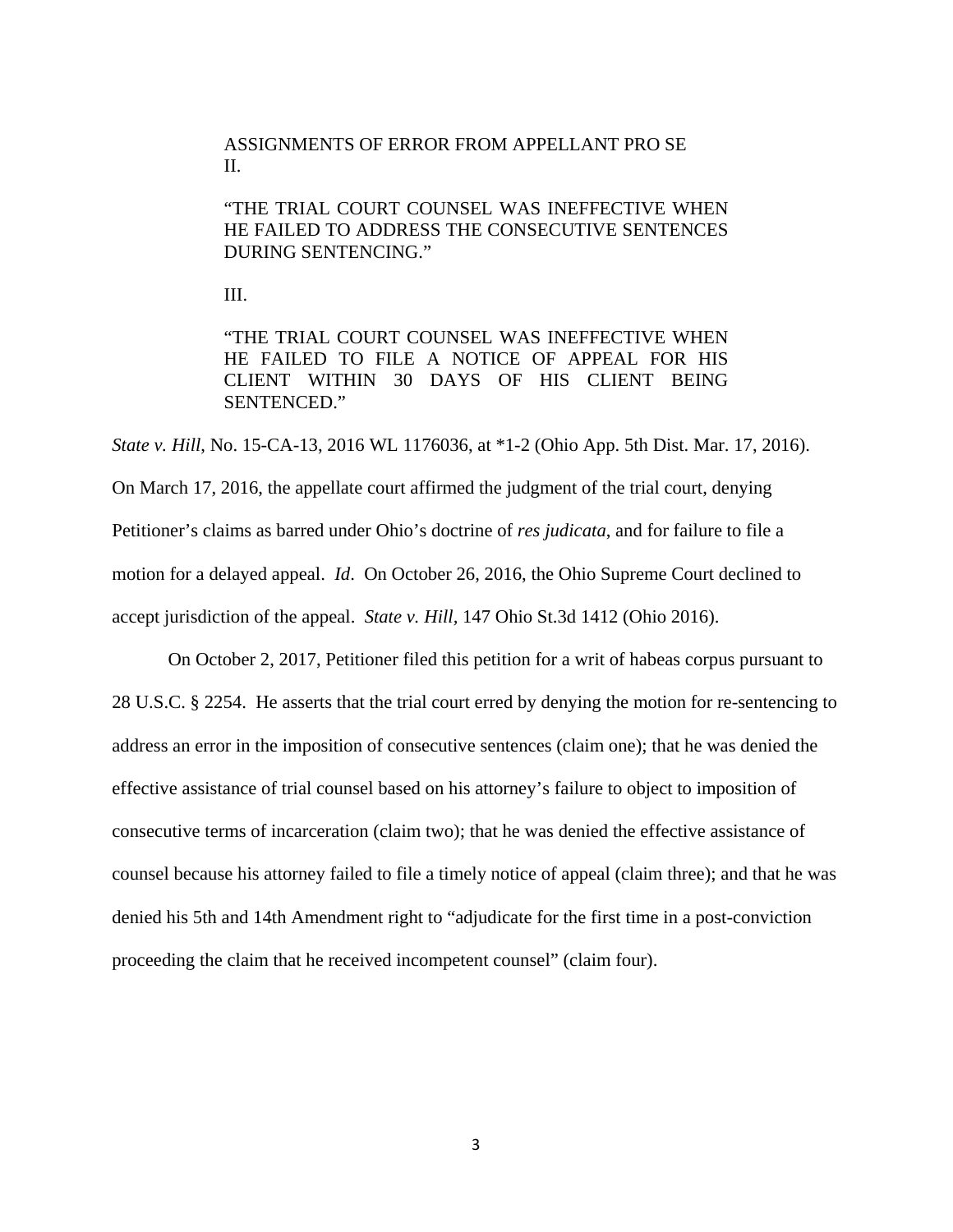> ASSIGNMENTS OF ERROR FROM APPELLANT PRO SE
> II.
>
> "THE TRIAL COURT COUNSEL WAS INEFFECTIVE WHEN HE FAILED TO ADDRESS THE CONSECUTIVE SENTENCES DURING SENTENCING."
>
> III.
>
> "THE TRIAL COURT COUNSEL WAS INEFFECTIVE WHEN HE FAILED TO FILE A NOTICE OF APPEAL FOR HIS CLIENT WITHIN 30 DAYS OF HIS CLIENT BEING SENTENCED."

*State v. Hill*, No. 15-CA-13, 2016 WL 1176036, at *1-2 (Ohio App. 5th Dist. Mar. 17, 2016). On March 17, 2016, the appellate court affirmed the judgment of the trial court, denying Petitioner's claims as barred under Ohio's doctrine of *res judicata*, and for failure to file a motion for a delayed appeal. *Id*. On October 26, 2016, the Ohio Supreme Court declined to accept jurisdiction of the appeal. *State v. Hill*, 147 Ohio St.3d 1412 (Ohio 2016).

On October 2, 2017, Petitioner filed this petition for a writ of habeas corpus pursuant to 28 U.S.C. § 2254. He asserts that the trial court erred by denying the motion for re-sentencing to address an error in the imposition of consecutive sentences (claim one); that he was denied the effective assistance of trial counsel based on his attorney's failure to object to imposition of consecutive terms of incarceration (claim two); that he was denied the effective assistance of counsel because his attorney failed to file a timely notice of appeal (claim three); and that he was denied his 5th and 14th Amendment right to "adjudicate for the first time in a post-conviction proceeding the claim that he received incompetent counsel" (claim four).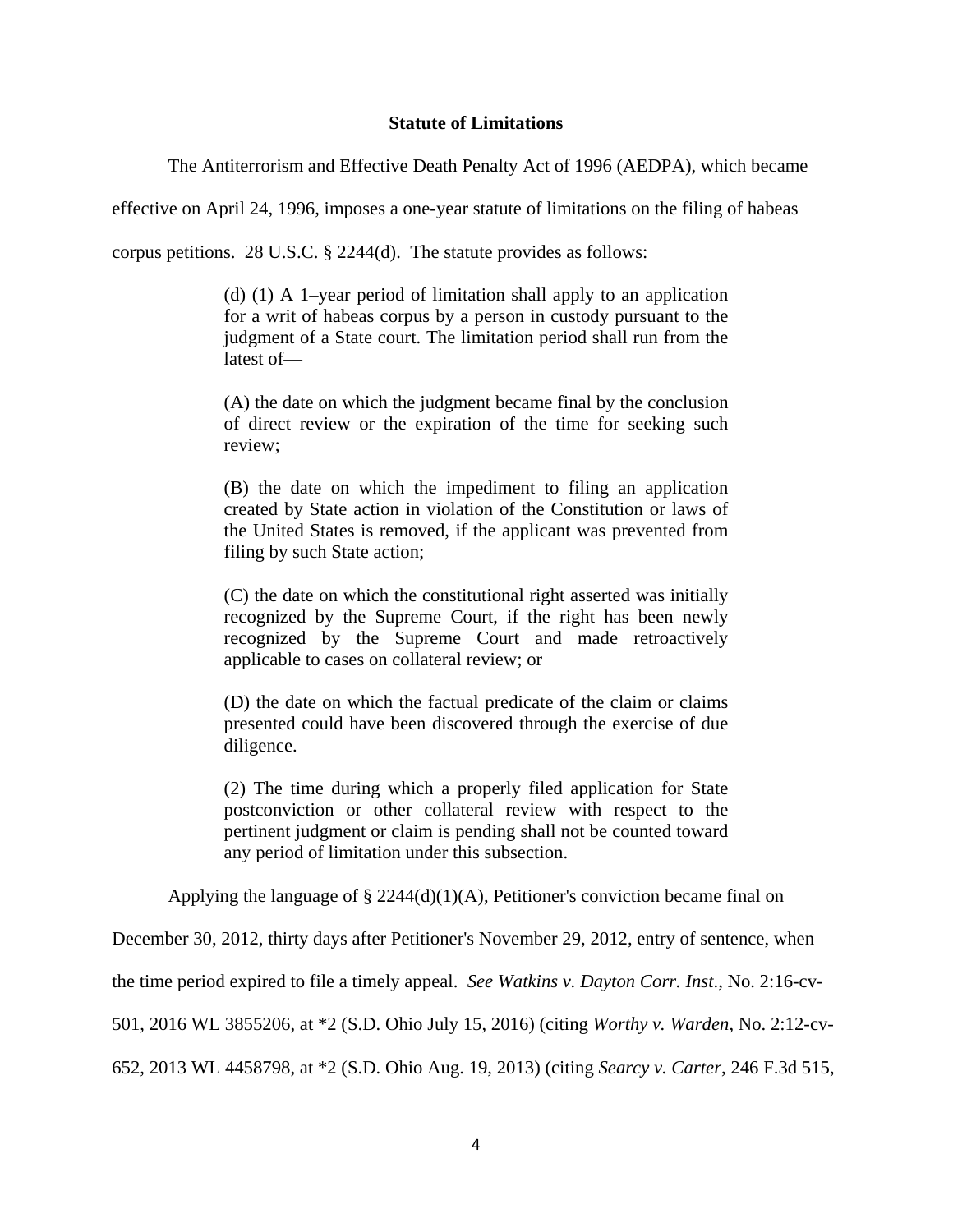**Statute of Limitations**

The Antiterrorism and Effective Death Penalty Act of 1996 (AEDPA), which became effective on April 24, 1996, imposes a one-year statute of limitations on the filing of habeas corpus petitions. 28 U.S.C. § 2244(d). The statute provides as follows:

> (d) (1) A 1–year period of limitation shall apply to an application for a writ of habeas corpus by a person in custody pursuant to the judgment of a State court. The limitation period shall run from the latest of—
>
> (A) the date on which the judgment became final by the conclusion of direct review or the expiration of the time for seeking such review;
>
> (B) the date on which the impediment to filing an application created by State action in violation of the Constitution or laws of the United States is removed, if the applicant was prevented from filing by such State action;
>
> (C) the date on which the constitutional right asserted was initially recognized by the Supreme Court, if the right has been newly recognized by the Supreme Court and made retroactively applicable to cases on collateral review; or
>
> (D) the date on which the factual predicate of the claim or claims presented could have been discovered through the exercise of due diligence.
>
> (2) The time during which a properly filed application for State postconviction or other collateral review with respect to the pertinent judgment or claim is pending shall not be counted toward any period of limitation under this subsection.

Applying the language of § 2244(d)(1)(A), Petitioner's conviction became final on December 30, 2012, thirty days after Petitioner's November 29, 2012, entry of sentence, when the time period expired to file a timely appeal. *See Watkins v. Dayton Corr. Inst.*, No. 2:16-cv-501, 2016 WL 3855206, at *2 (S.D. Ohio July 15, 2016) (citing *Worthy v. Warden*, No. 2:12-cv-652, 2013 WL 4458798, at *2 (S.D. Ohio Aug. 19, 2013) (citing *Searcy v. Carter*, 246 F.3d 515,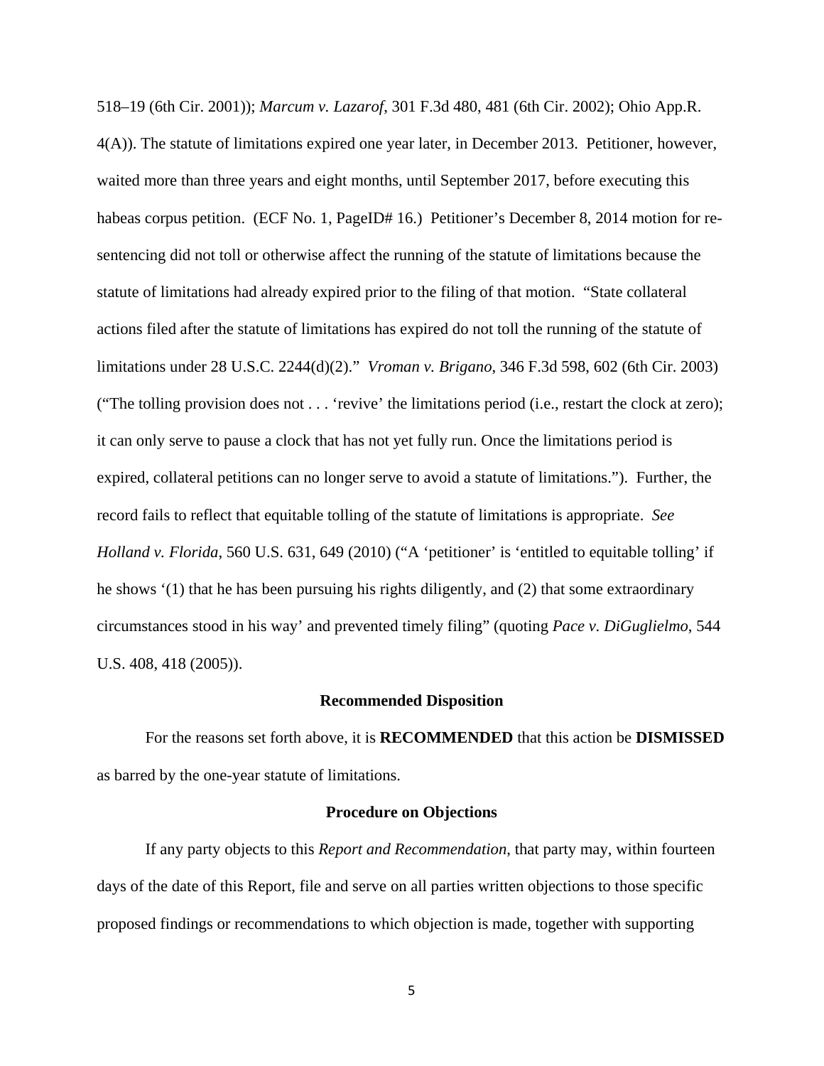518–19 (6th Cir. 2001)); *Marcum v. Lazarof*, 301 F.3d 480, 481 (6th Cir. 2002); Ohio App.R. 4(A)). The statute of limitations expired one year later, in December 2013. Petitioner, however, waited more than three years and eight months, until September 2017, before executing this habeas corpus petition. (ECF No. 1, PageID# 16.) Petitioner's December 8, 2014 motion for re-sentencing did not toll or otherwise affect the running of the statute of limitations because the statute of limitations had already expired prior to the filing of that motion. "State collateral actions filed after the statute of limitations has expired do not toll the running of the statute of limitations under 28 U.S.C. 2244(d)(2)." *Vroman v. Brigano*, 346 F.3d 598, 602 (6th Cir. 2003) ("The tolling provision does not . . . 'revive' the limitations period (i.e., restart the clock at zero); it can only serve to pause a clock that has not yet fully run. Once the limitations period is expired, collateral petitions can no longer serve to avoid a statute of limitations."). Further, the record fails to reflect that equitable tolling of the statute of limitations is appropriate. *See Holland v. Florida*, 560 U.S. 631, 649 (2010) ("A 'petitioner' is 'entitled to equitable tolling' if he shows '(1) that he has been pursuing his rights diligently, and (2) that some extraordinary circumstances stood in his way' and prevented timely filing" (quoting *Pace v. DiGuglielmo*, 544 U.S. 408, 418 (2005)).

**Recommended Disposition**

For the reasons set forth above, it is **RECOMMENDED** that this action be **DISMISSED** as barred by the one-year statute of limitations.

**Procedure on Objections**

If any party objects to this *Report and Recommendation*, that party may, within fourteen days of the date of this Report, file and serve on all parties written objections to those specific proposed findings or recommendations to which objection is made, together with supporting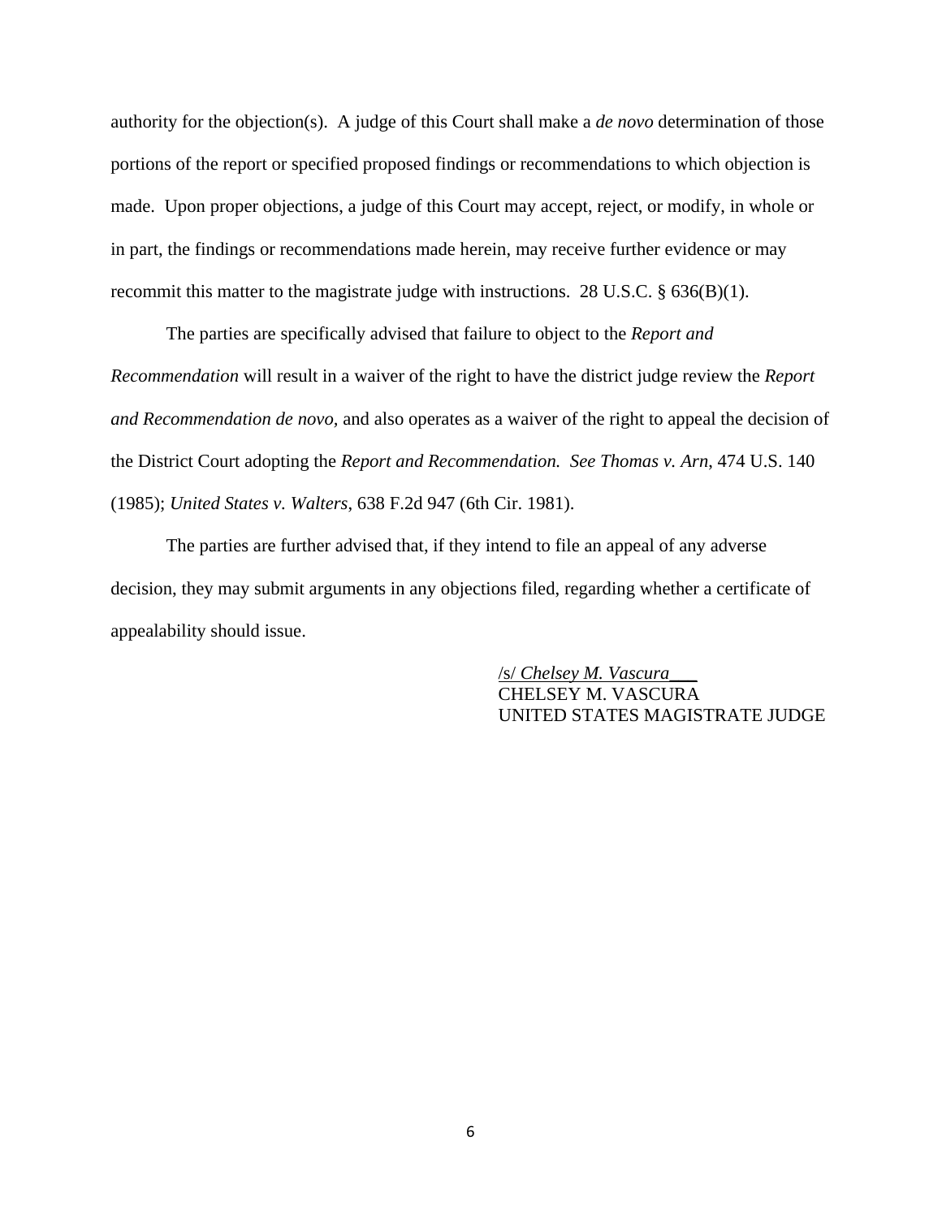authority for the objection(s). A judge of this Court shall make a *de novo* determination of those portions of the report or specified proposed findings or recommendations to which objection is made. Upon proper objections, a judge of this Court may accept, reject, or modify, in whole or in part, the findings or recommendations made herein, may receive further evidence or may recommit this matter to the magistrate judge with instructions. 28 U.S.C. § 636(B)(1).

The parties are specifically advised that failure to object to the *Report and Recommendation* will result in a waiver of the right to have the district judge review the *Report and Recommendation de novo,* and also operates as a waiver of the right to appeal the decision of the District Court adopting the *Report and Recommendation. See Thomas v. Arn,* 474 U.S. 140 (1985); *United States v. Walters*, 638 F.2d 947 (6th Cir. 1981).

The parties are further advised that, if they intend to file an appeal of any adverse decision, they may submit arguments in any objections filed, regarding whether a certificate of appealability should issue.

/s/ *Chelsey M. Vascura*\_\_\_
CHELSEY M. VASCURA
UNITED STATES MAGISTRATE JUDGE